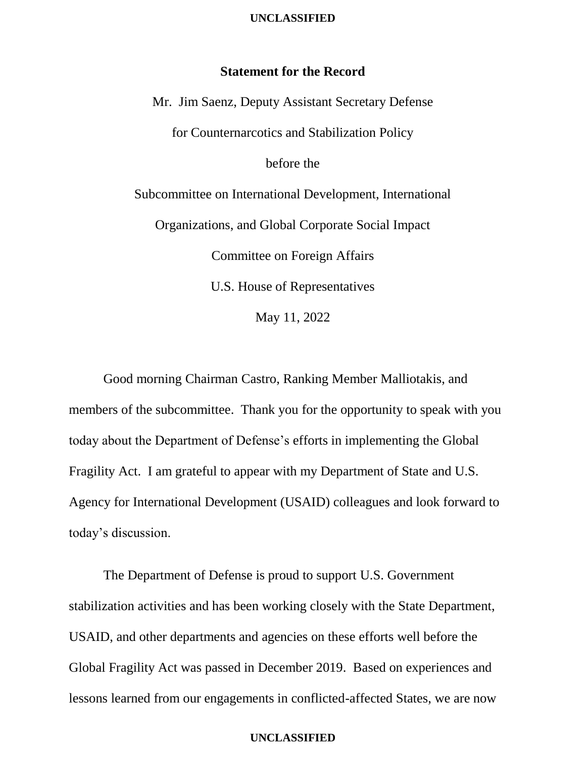## Statement for the Record

Mr. Jim Saenz, Deputy Assistant Secretary Defense

for Counternarcotics and Stabilization Policy

before the

Subcommittee on International Development, International

Organizations, and Global Corporate Social Impact

Committee on Foreign Affairs

U.S. House of Representatives

May 11, 2022

Good morning Chairman Castro, Ranking Member Malliotakis, and members of the subcommittee. Thank you for the opportunity to speak with you today about the Department of Defense's efforts in implementing the Global Fragility Act. I am grateful to appear with my Department of State and U.S. Agency for International Development (USAID) colleagues and look forward to today's discussion.

The Department of Defense is proud to support U.S. Government stabilization activities and has been working closely with the State Department, USAID, and other departments and agencies on these efforts well before the Global Fragility Act was passed in December 2019. Based on experiences and lessons learned from our engagements in conflicted-affected States, we are now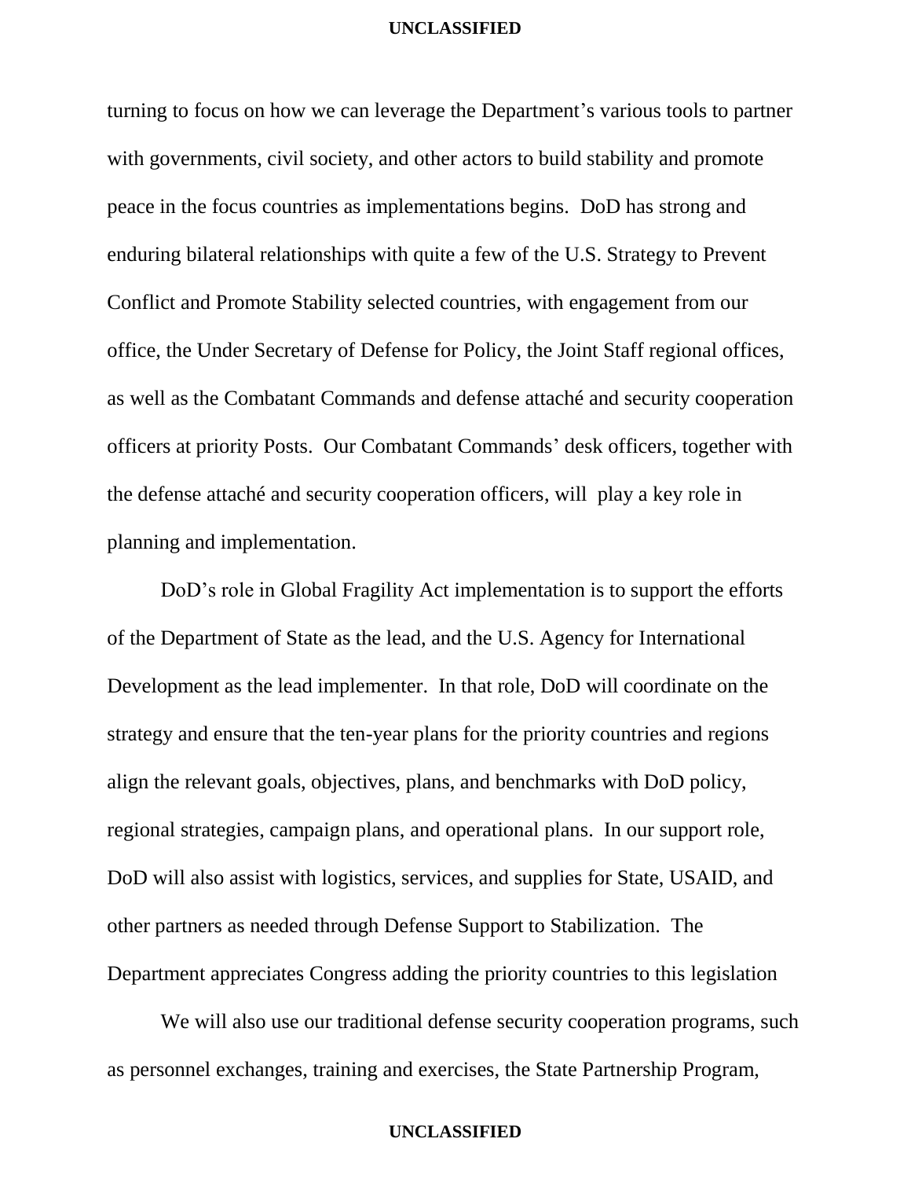turning to focus on how we can leverage the Department's various tools to partner with governments, civil society, and other actors to build stability and promote peace in the focus countries as implementations begins. DoD has strong and enduring bilateral relationships with quite a few of the U.S. Strategy to Prevent Conflict and Promote Stability selected countries, with engagement from our office, the Under Secretary of Defense for Policy, the Joint Staff regional offices, as well as the Combatant Commands and defense attaché and security cooperation officers at priority Posts. Our Combatant Commands' desk officers, together with the defense attaché and security cooperation officers, will play a key role in planning and implementation.

DoD's role in Global Fragility Act implementation is to support the efforts of the Department of State as the lead, and the U.S. Agency for International Development as the lead implementer. In that role, DoD will coordinate on the strategy and ensure that the ten-year plans for the priority countries and regions align the relevant goals, objectives, plans, and benchmarks with DoD policy, regional strategies, campaign plans, and operational plans. In our support role, DoD will also assist with logistics, services, and supplies for State, USAID, and other partners as needed through Defense Support to Stabilization. The Department appreciates Congress adding the priority countries to this legislation

We will also use our traditional defense security cooperation programs, such as personnel exchanges, training and exercises, the State Partnership Program,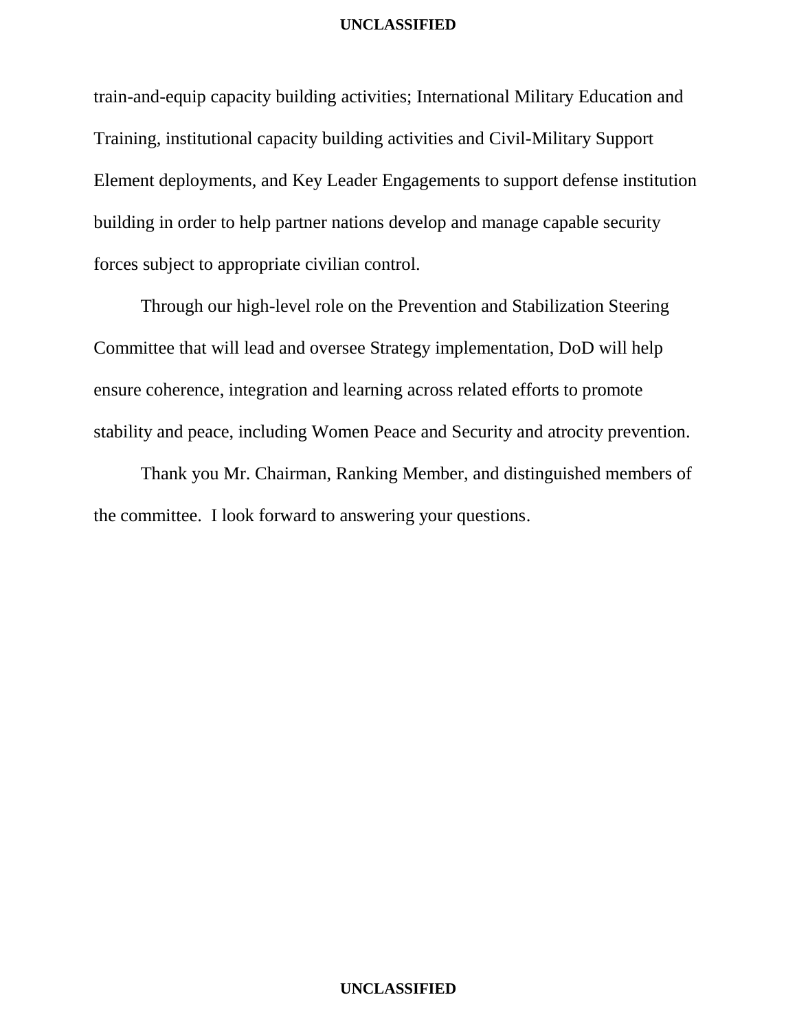train-and-equip capacity building activities; International Military Education and Training, institutional capacity building activities and Civil-Military Support Element deployments, and Key Leader Engagements to support defense institution building in order to help partner nations develop and manage capable security forces subject to appropriate civilian control.

Through our high-level role on the Prevention and Stabilization Steering Committee that will lead and oversee Strategy implementation, DoD will help ensure coherence, integration and learning across related efforts to promote stability and peace, including Women Peace and Security and atrocity prevention.

Thank you Mr. Chairman, Ranking Member, and distinguished members of the committee. I look forward to answering your questions.